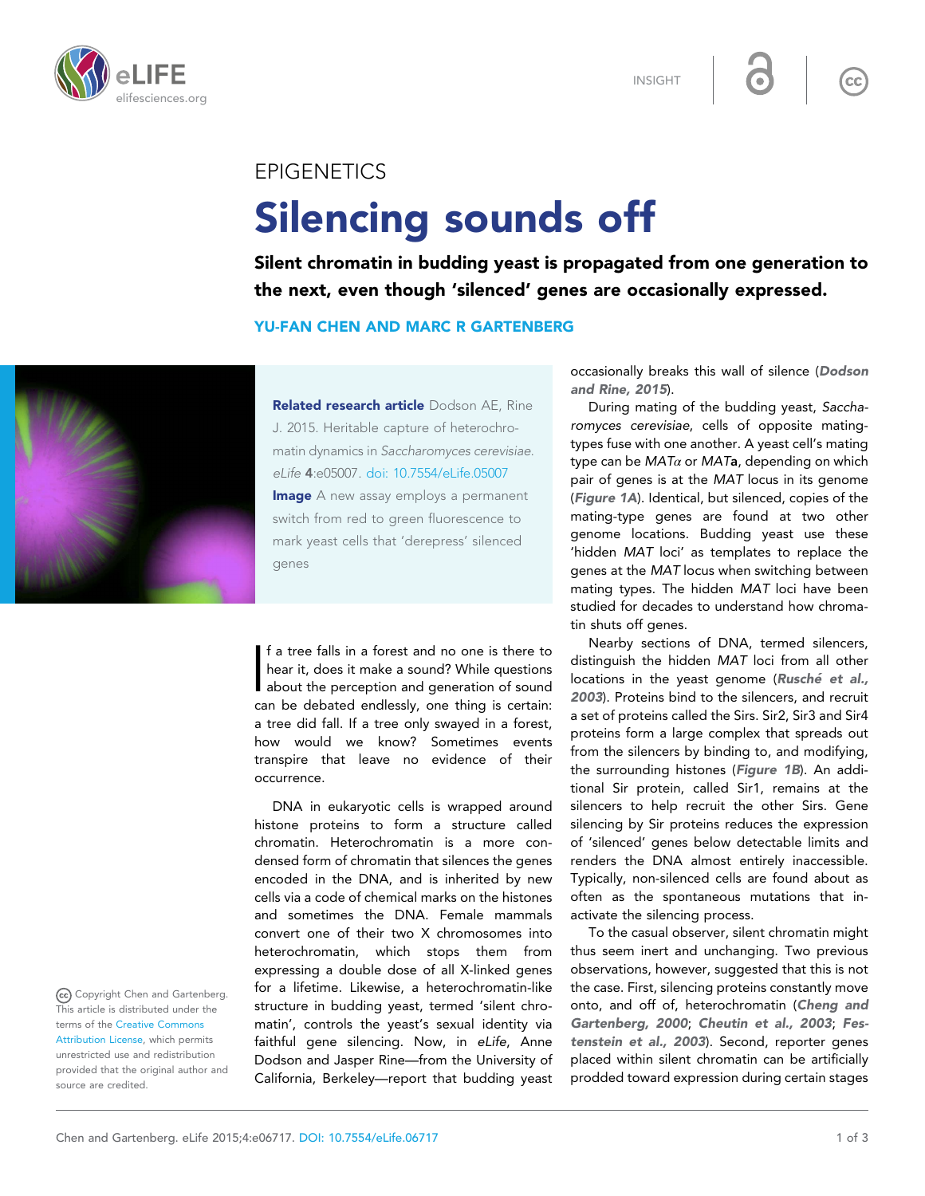INSIGHT

EPIGENETICS

# Silencing sounds off

**Silent chromatin in budding yeast is propagated from one generation to the next, even though 'silenced' genes are occasionally expressed.**

**YU-FAN CHEN AND MARC R GARTENBERG**

**Related research article** Dodson AE, Rine J. 2015. Heritable capture of heterochromatin dynamics in *Saccharomyces cerevisiae*. *eLife* **4**:e05007. doi: 10.7554/eLife.05007

**Image** A new assay employs a permanent switch from red to green fluorescence to mark yeast cells that 'derepress' silenced genes

If a tree falls in a forest and no one is there to hear it, does it make a sound? While questions about the perception and generation of sound can be debated endlessly, one thing is certain: a tree did fall. If a tree only swayed in a forest, how would we know? Sometimes events transpire that leave no evidence of their occurrence.

DNA in eukaryotic cells is wrapped around histone proteins to form a structure called chromatin. Heterochromatin is a more condensed form of chromatin that silences the genes encoded in the DNA, and is inherited by new cells via a code of chemical marks on the histones and sometimes the DNA. Female mammals convert one of their two X chromosomes into heterochromatin, which stops them from expressing a double dose of all X-linked genes for a lifetime. Likewise, a heterochromatin-like structure in budding yeast, termed 'silent chromatin', controls the yeast's sexual identity via faithful gene silencing. Now, in *eLife*, Anne Dodson and Jasper Rine—from the University of California, Berkeley—report that budding yeast occasionally breaks this wall of silence (***Dodson and Rine, 2015***).

During mating of the budding yeast, *Saccharomyces cerevisiae*, cells of opposite mating-types fuse with one another. A yeast cell's mating type can be *MATα* or *MAT***a**, depending on which pair of genes is at the *MAT* locus in its genome (***Figure 1A***). Identical, but silenced, copies of the mating-type genes are found at two other genome locations. Budding yeast use these 'hidden *MAT* loci' as templates to replace the genes at the *MAT* locus when switching between mating types. The hidden *MAT* loci have been studied for decades to understand how chromatin shuts off genes.

Nearby sections of DNA, termed silencers, distinguish the hidden *MAT* loci from all other locations in the yeast genome (***Rusché et al., 2003***). Proteins bind to the silencers, and recruit a set of proteins called the Sirs. Sir2, Sir3 and Sir4 proteins form a large complex that spreads out from the silencers by binding to, and modifying, the surrounding histones (***Figure 1B***). An additional Sir protein, called Sir1, remains at the silencers to help recruit the other Sirs. Gene silencing by Sir proteins reduces the expression of 'silenced' genes below detectable limits and renders the DNA almost entirely inaccessible. Typically, non-silenced cells are found about as often as the spontaneous mutations that inactivate the silencing process.

To the casual observer, silent chromatin might thus seem inert and unchanging. Two previous observations, however, suggested that this is not the case. First, silencing proteins constantly move onto, and off of, heterochromatin (***Cheng and Gartenberg, 2000***; ***Cheutin et al., 2003***; ***Festenstein et al., 2003***). Second, reporter genes placed within silent chromatin can be artificially prodded toward expression during certain stages

Copyright Chen and Gartenberg. This article is distributed under the terms of the Creative Commons Attribution License, which permits unrestricted use and redistribution provided that the original author and source are credited.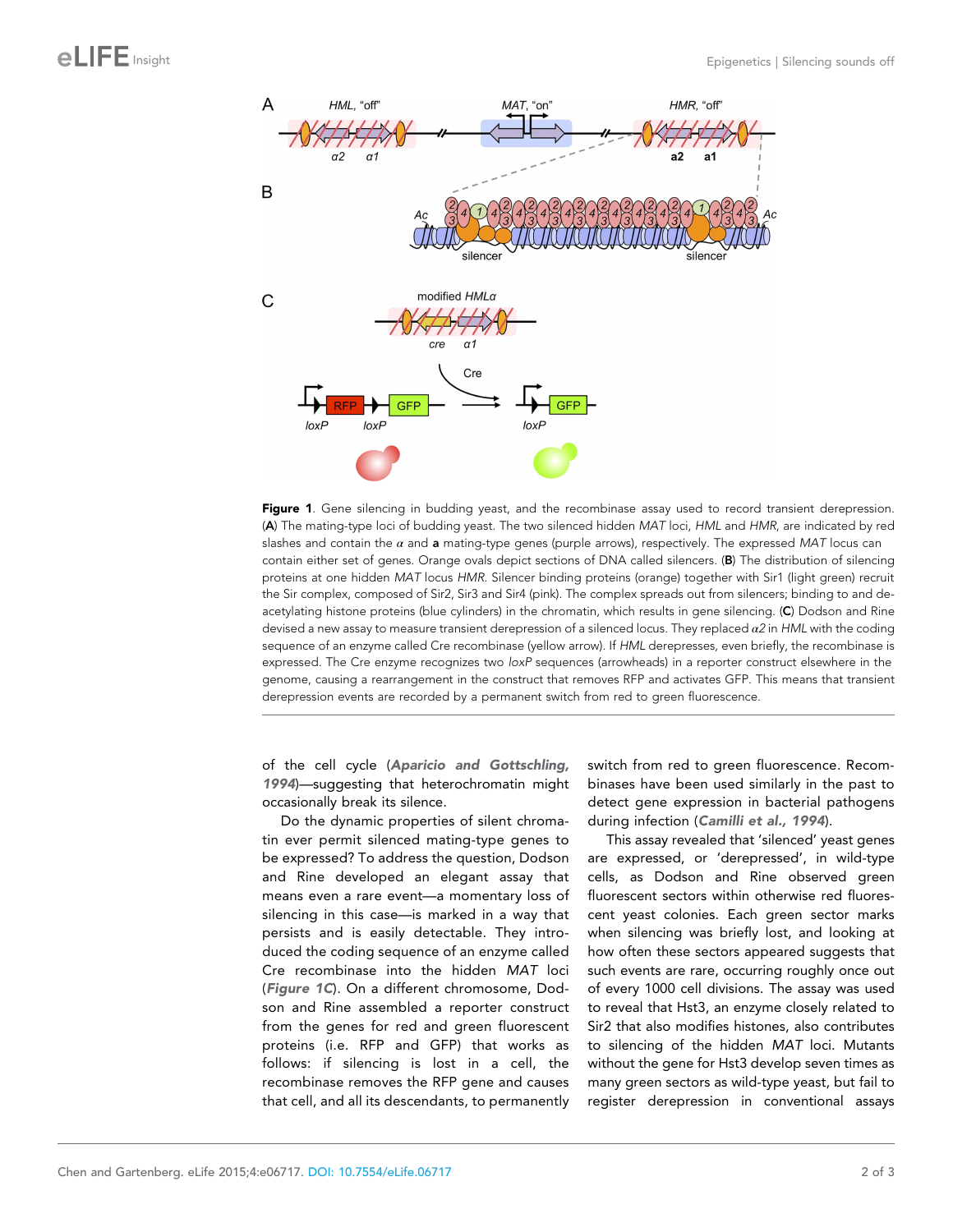**Figure 1**. Gene silencing in budding yeast, and the recombinase assay used to record transient derepression. (**A**) The mating-type loci of budding yeast. The two silenced hidden *MAT* loci, *HML* and *HMR*, are indicated by red slashes and contain the $\alpha$ and **a** mating-type genes (purple arrows), respectively. The expressed *MAT* locus can contain either set of genes. Orange ovals depict sections of DNA called silencers. (**B**) The distribution of silencing proteins at one hidden *MAT* locus *HMR*. Silencer binding proteins (orange) together with Sir1 (light green) recruit the Sir complex, composed of Sir2, Sir3 and Sir4 (pink). The complex spreads out from silencers; binding to and de-acetylating histone proteins (blue cylinders) in the chromatin, which results in gene silencing. (**C**) Dodson and Rine devised a new assay to measure transient derepression of a silenced locus. They replaced $\alpha 2$ in *HML* with the coding sequence of an enzyme called Cre recombinase (yellow arrow). If *HML* derepresses, even briefly, the recombinase is expressed. The Cre enzyme recognizes two *loxP* sequences (arrowheads) in a reporter construct elsewhere in the genome, causing a rearrangement in the construct that removes RFP and activates GFP. This means that transient derepression events are recorded by a permanent switch from red to green fluorescence.

of the cell cycle (*Aparicio and Gottschling, 1994*)—suggesting that heterochromatin might occasionally break its silence.

Do the dynamic properties of silent chromatin ever permit silenced mating-type genes to be expressed? To address the question, Dodson and Rine developed an elegant assay that means even a rare event—a momentary loss of silencing in this case—is marked in a way that persists and is easily detectable. They introduced the coding sequence of an enzyme called Cre recombinase into the hidden *MAT* loci (*Figure 1C*). On a different chromosome, Dodson and Rine assembled a reporter construct from the genes for red and green fluorescent proteins (i.e. RFP and GFP) that works as follows: if silencing is lost in a cell, the recombinase removes the RFP gene and causes that cell, and all its descendants, to permanently switch from red to green fluorescence. Recombinases have been used similarly in the past to detect gene expression in bacterial pathogens during infection (*Camilli et al., 1994*).

This assay revealed that 'silenced' yeast genes are expressed, or 'derepressed', in wild-type cells, as Dodson and Rine observed green fluorescent sectors within otherwise red fluorescent yeast colonies. Each green sector marks when silencing was briefly lost, and looking at how often these sectors appeared suggests that such events are rare, occurring roughly once out of every 1000 cell divisions. The assay was used to reveal that Hst3, an enzyme closely related to Sir2 that also modifies histones, also contributes to silencing of the hidden *MAT* loci. Mutants without the gene for Hst3 develop seven times as many green sectors as wild-type yeast, but fail to register derepression in conventional assays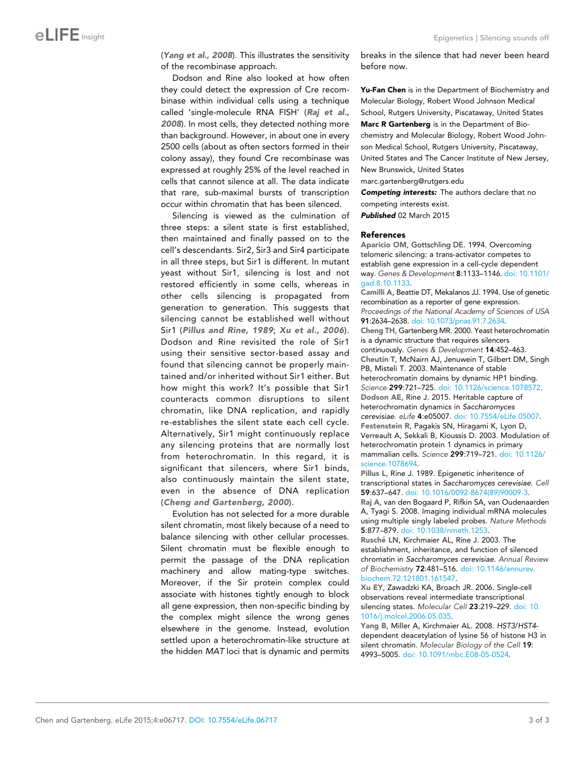(*Yang et al., 2008*). This illustrates the sensitivity of the recombinase approach.

Dodson and Rine also looked at how often they could detect the expression of Cre recombinase within individual cells using a technique called 'single-molecule RNA FISH' (*Raj et al., 2008*). In most cells, they detected nothing more than background. However, in about one in every 2500 cells (about as often sectors formed in their colony assay), they found Cre recombinase was expressed at roughly 25% of the level reached in cells that cannot silence at all. The data indicate that rare, sub-maximal bursts of transcription occur within chromatin that has been silenced.

Silencing is viewed as the culmination of three steps: a silent state is first established, then maintained and finally passed on to the cell's descendants. Sir2, Sir3 and Sir4 participate in all three steps, but Sir1 is different. In mutant yeast without Sir1, silencing is lost and not restored efficiently in some cells, whereas in other cells silencing is propagated from generation to generation. This suggests that silencing cannot be established well without Sir1 (*Pillus and Rine, 1989*; *Xu et al., 2006*). Dodson and Rine revisited the role of Sir1 using their sensitive sector-based assay and found that silencing cannot be properly maintained and/or inherited without Sir1 either. But how might this work? It's possible that Sir1 counteracts common disruptions to silent chromatin, like DNA replication, and rapidly re-establishes the silent state each cell cycle. Alternatively, Sir1 might continuously replace any silencing proteins that are normally lost from heterochromatin. In this regard, it is significant that silencers, where Sir1 binds, also continuously maintain the silent state, even in the absence of DNA replication (*Cheng and Gartenberg, 2000*).

Evolution has not selected for a more durable silent chromatin, most likely because of a need to balance silencing with other cellular processes. Silent chromatin must be flexible enough to permit the passage of the DNA replication machinery and allow mating-type switches. Moreover, if the Sir protein complex could associate with histones tightly enough to block all gene expression, then non-specific binding by the complex might silence the wrong genes elsewhere in the genome. Instead, evolution settled upon a heterochromatin-like structure at the hidden *MAT* loci that is dynamic and permits breaks in the silence that had never been heard before now.

**Yu-Fan Chen** is in the Department of Biochemistry and Molecular Biology, Robert Wood Johnson Medical School, Rutgers University, Piscataway, United States

**Marc R Gartenberg** is in the Department of Biochemistry and Molecular Biology, Robert Wood Johnson Medical School, Rutgers University, Piscataway, United States and The Cancer Institute of New Jersey, New Brunswick, United States

marc.gartenberg@rutgers.edu

***Competing interests:*** The authors declare that no competing interests exist.

***Published*** 02 March 2015

## References

**Aparicio OM**, Gottschling DE. 1994. Overcoming telomeric silencing: a trans-activator competes to establish gene expression in a cell-cycle dependent way. *Genes & Development* **8**:1133–1146. doi: 10.1101/gad.8.10.1133.

**Camilli A**, Beattie DT, Mekalanos JJ. 1994. Use of genetic recombination as a reporter of gene expression. *Proceedings of the National Academy of Sciences of USA* **91**:2634–2638. doi: 10.1073/pnas.91.7.2634.

**Cheng TH**, Gartenberg MR. 2000. Yeast heterochromatin is a dynamic structure that requires silencers continuously. *Genes & Development* **14**:452–463.

**Cheutin T**, McNairn AJ, Jenuwein T, Gilbert DM, Singh PB, Misteli T. 2003. Maintenance of stable heterochromatin domains by dynamic HP1 binding. *Science* **299**:721–725. doi: 10.1126/science.1078572.

**Dodson AE**, Rine J. 2015. Heritable capture of heterochromatin dynamics in *Saccharomyces cerevisiae*. *eLife* **4**:e05007. doi: 10.7554/eLife.05007.

**Festenstein R**, Pagakis SN, Hiragami K, Lyon D, Verreault A, Sekkali B, Kioussis D. 2003. Modulation of heterochromatin protein 1 dynamics in primary mammalian cells. *Science* **299**:719–721. doi: 10.1126/science.1078694.

**Pillus L**, Rine J. 1989. Epigenetic inheritence of transcriptional states in *Saccharomyces cerevisiae*. *Cell* **59**:637–647. doi: 10.1016/0092-8674(89)90009-3.

**Raj A**, van den Bogaard P, Rifkin SA, van Oudenaarden A, Tyagi S. 2008. Imaging individual mRNA molecules using multiple singly labeled probes. *Nature Methods* **5**:877–879. doi: 10.1038/nmeth.1253.

**Rusché LN**, Kirchmaier AL, Rine J. 2003. The establishment, inheritance, and function of silenced chromatin in *Saccharomyces cerevisiae*. *Annual Review of Biochemistry* **72**:481–516. doi: 10.1146/annurev.biochem.72.121801.161547.

**Xu EY**, Zawadzki KA, Broach JR. 2006. Single-cell observations reveal intermediate transcriptional silencing states. *Molecular Cell* **23**:219–229. doi: 10.1016/j.molcel.2006.05.035.

**Yang B**, Miller A, Kirchmaier AL. 2008. *HST3*/*HST4*-dependent deacetylation of lysine 56 of histone H3 in silent chromatin. *Molecular Biology of the Cell* **19**:4993–5005. doi: 10.1091/mbc.E08-05-0524.